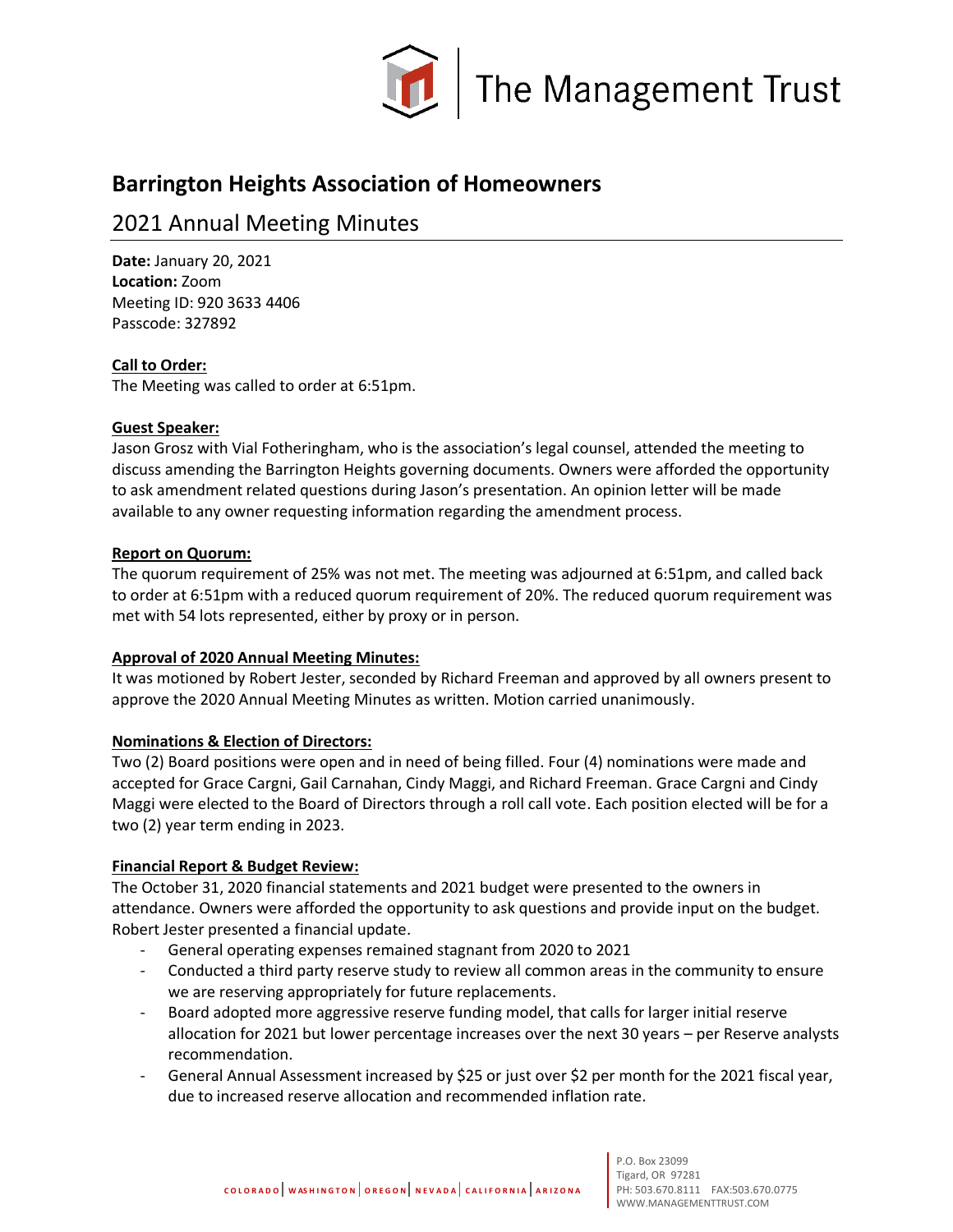The Management Trust

# Barrington Heights Association of Homeowners

## 2021 Annual Meeting Minutes

**Date:** January 20, 2021
**Location:** Zoom
Meeting ID: 920 3633 4406
Passcode: 327892

**Call to Order:**
The Meeting was called to order at 6:51pm.

**Guest Speaker:**
Jason Grosz with Vial Fotheringham, who is the association's legal counsel, attended the meeting to discuss amending the Barrington Heights governing documents. Owners were afforded the opportunity to ask amendment related questions during Jason's presentation. An opinion letter will be made available to any owner requesting information regarding the amendment process.

**Report on Quorum:**
The quorum requirement of 25% was not met. The meeting was adjourned at 6:51pm, and called back to order at 6:51pm with a reduced quorum requirement of 20%. The reduced quorum requirement was met with 54 lots represented, either by proxy or in person.

**Approval of 2020 Annual Meeting Minutes:**
It was motioned by Robert Jester, seconded by Richard Freeman and approved by all owners present to approve the 2020 Annual Meeting Minutes as written. Motion carried unanimously.

**Nominations & Election of Directors:**
Two (2) Board positions were open and in need of being filled. Four (4) nominations were made and accepted for Grace Cargni, Gail Carnahan, Cindy Maggi, and Richard Freeman. Grace Cargni and Cindy Maggi were elected to the Board of Directors through a roll call vote. Each position elected will be for a two (2) year term ending in 2023.

**Financial Report & Budget Review:**
The October 31, 2020 financial statements and 2021 budget were presented to the owners in attendance. Owners were afforded the opportunity to ask questions and provide input on the budget. Robert Jester presented a financial update.

- General operating expenses remained stagnant from 2020 to 2021
- Conducted a third party reserve study to review all common areas in the community to ensure we are reserving appropriately for future replacements.
- Board adopted more aggressive reserve funding model, that calls for larger initial reserve allocation for 2021 but lower percentage increases over the next 30 years – per Reserve analysts recommendation.
- General Annual Assessment increased by $25 or just over $2 per month for the 2021 fiscal year, due to increased reserve allocation and recommended inflation rate.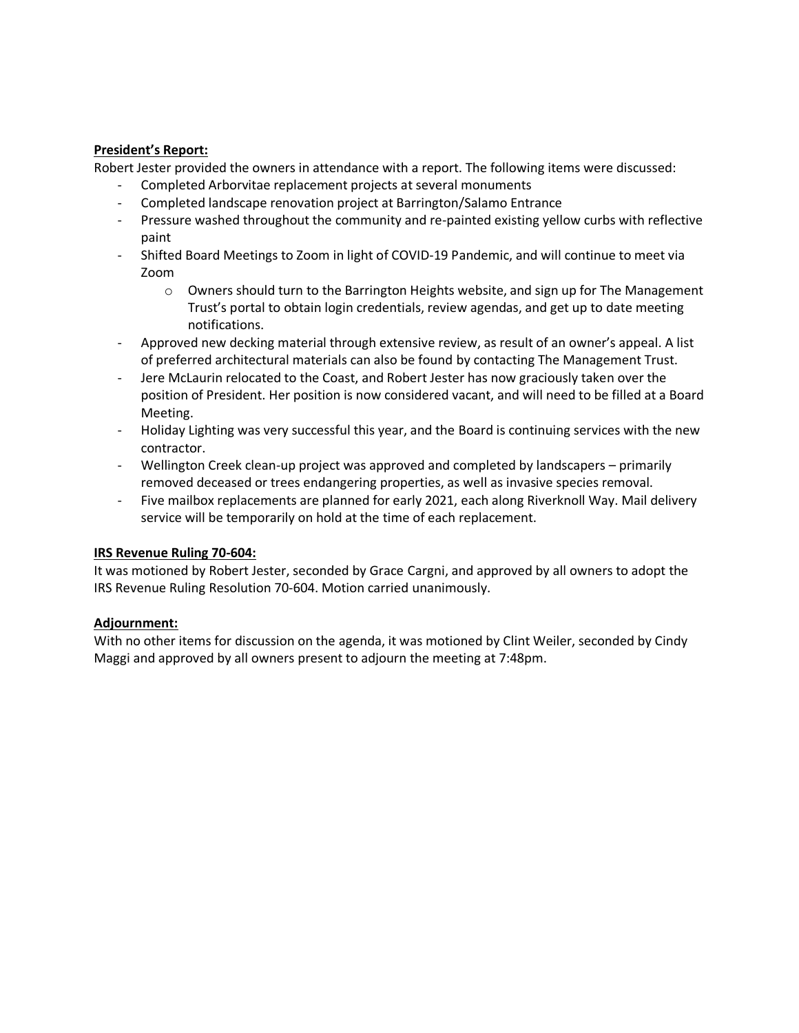**President's Report:**

Robert Jester provided the owners in attendance with a report. The following items were discussed:

- Completed Arborvitae replacement projects at several monuments
- Completed landscape renovation project at Barrington/Salamo Entrance
- Pressure washed throughout the community and re-painted existing yellow curbs with reflective paint
- Shifted Board Meetings to Zoom in light of COVID-19 Pandemic, and will continue to meet via Zoom
    - Owners should turn to the Barrington Heights website, and sign up for The Management Trust's portal to obtain login credentials, review agendas, and get up to date meeting notifications.
- Approved new decking material through extensive review, as result of an owner's appeal. A list of preferred architectural materials can also be found by contacting The Management Trust.
- Jere McLaurin relocated to the Coast, and Robert Jester has now graciously taken over the position of President. Her position is now considered vacant, and will need to be filled at a Board Meeting.
- Holiday Lighting was very successful this year, and the Board is continuing services with the new contractor.
- Wellington Creek clean-up project was approved and completed by landscapers – primarily removed deceased or trees endangering properties, as well as invasive species removal.
- Five mailbox replacements are planned for early 2021, each along Riverknoll Way. Mail delivery service will be temporarily on hold at the time of each replacement.

**IRS Revenue Ruling 70-604:**

It was motioned by Robert Jester, seconded by Grace Cargni, and approved by all owners to adopt the IRS Revenue Ruling Resolution 70-604. Motion carried unanimously.

**Adjournment:**

With no other items for discussion on the agenda, it was motioned by Clint Weiler, seconded by Cindy Maggi and approved by all owners present to adjourn the meeting at 7:48pm.